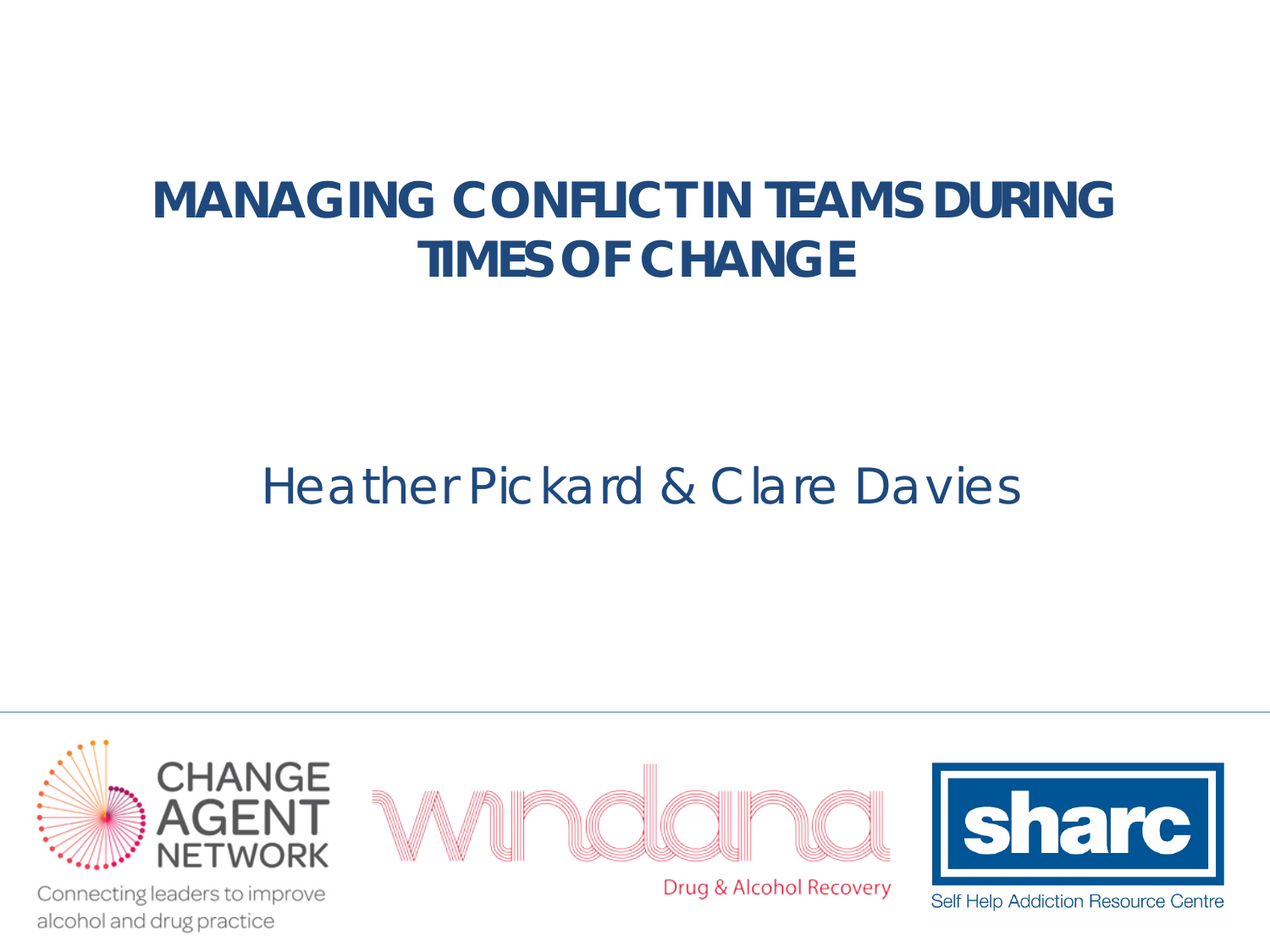# MANAGING CONFLICT IN TEAMS DURING TIMES OF CHANGE

Heather Pickard & Clare Davies

CHANGE AGENT NETWORK

Connecting leaders to improve alcohol and drug practice

windana

Drug & Alcohol Recovery

sharc

Self Help Addiction Resource Centre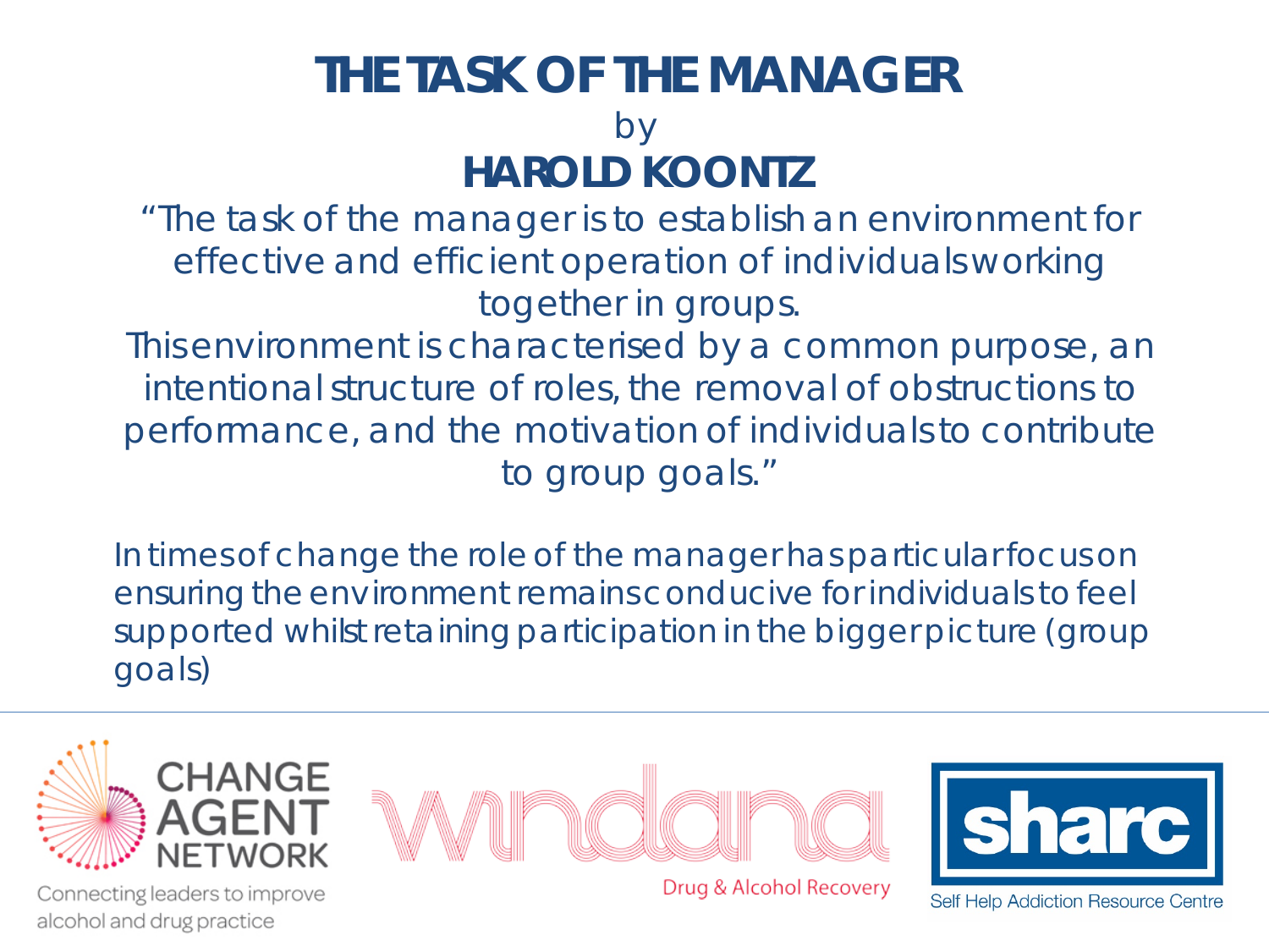# THE TASK OF THE MANAGER

by

## HAROLD KOONTZ

"The task of the manager is to establish an environment for effective and efficient operation of individuals working together in groups.
This environment is characterised by a common purpose, an intentional structure of roles, the removal of obstructions to performance, and the motivation of individuals to contribute to group goals."

In times of change the role of the manager has particular focus on ensuring the environment remains conducive for individuals to feel supported whilst retaining participation in the bigger picture (group goals)

CHANGE AGENT NETWORK
Connecting leaders to improve alcohol and drug practice

windana
Drug & Alcohol Recovery

sharc
Self Help Addiction Resource Centre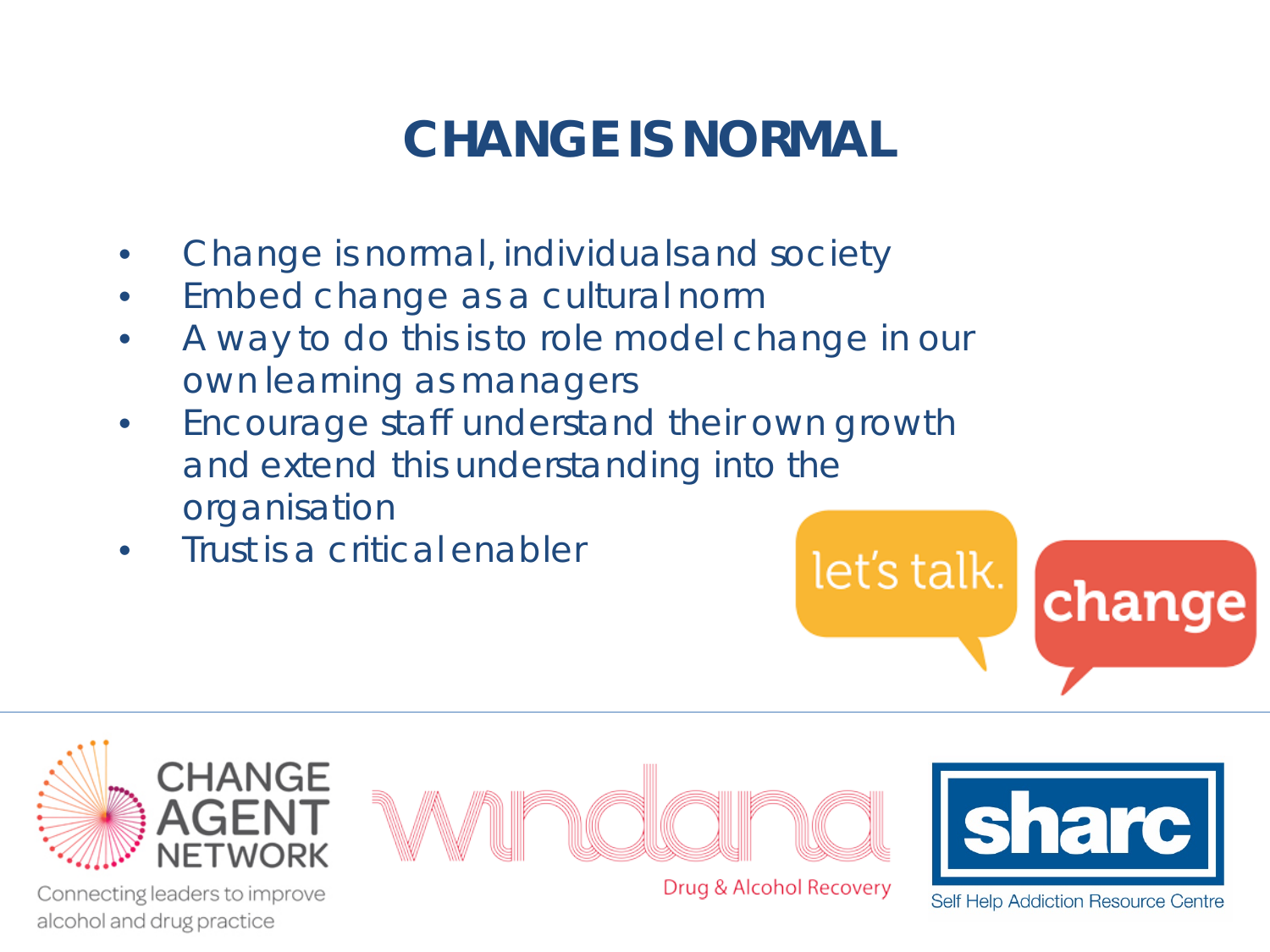# CHANGE IS NORMAL

- Change is normal, individuals and society
- Embed change as a cultural norm
- A way to do this is to role model change in our own learning as managers
- Encourage staff understand their own growth and extend this understanding into the organisation
- Trust is a critical enabler

let's talk. change

CHANGE AGENT NETWORK
Connecting leaders to improve alcohol and drug practice

windana
Drug & Alcohol Recovery

sharc
Self Help Addiction Resource Centre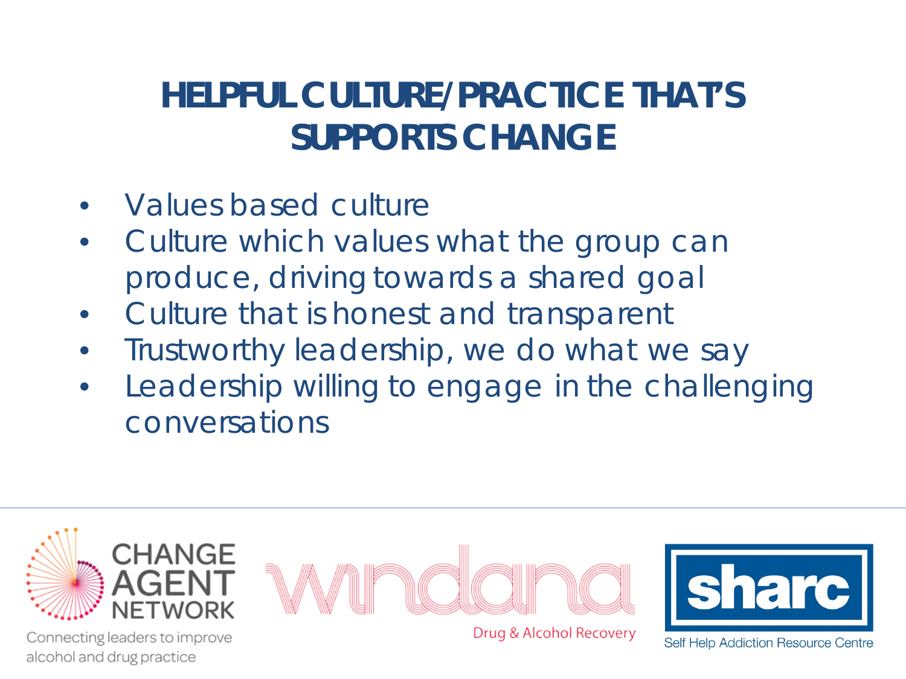# HELPFUL CULTURE/PRACTICE THAT'S SUPPORTS CHANGE

- Values based culture
- Culture which values what the group can produce, driving towards a shared goal
- Culture that is honest and transparent
- Trustworthy leadership, we do what we say
- Leadership willing to engage in the challenging conversations

CHANGE AGENT NETWORK
Connecting leaders to improve alcohol and drug practice

windana
Drug & Alcohol Recovery

sharc
Self Help Addiction Resource Centre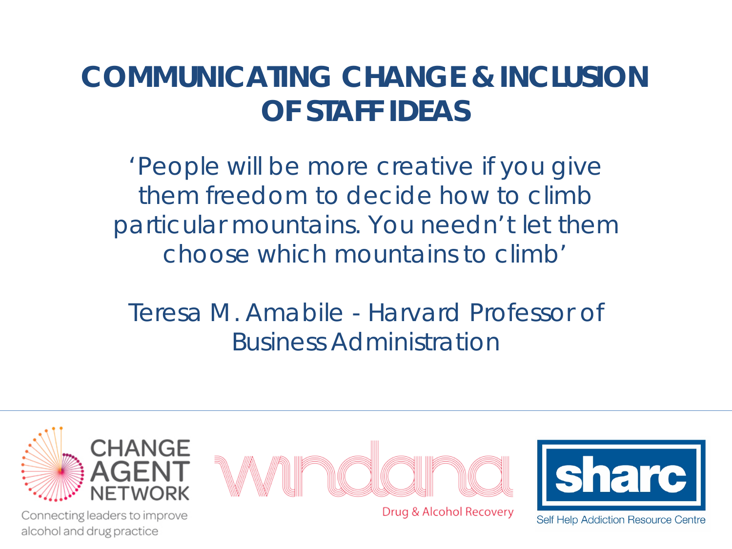# COMMUNICATING CHANGE & INCLUSION OF STAFF IDEAS

'People will be more creative if you give them freedom to decide how to climb particular mountains. You needn't let them choose which mountains to climb'

Teresa M. Amabile - Harvard Professor of Business Administration

CHANGE AGENT NETWORK

Connecting leaders to improve alcohol and drug practice

windana

Drug & Alcohol Recovery

sharc

Self Help Addiction Resource Centre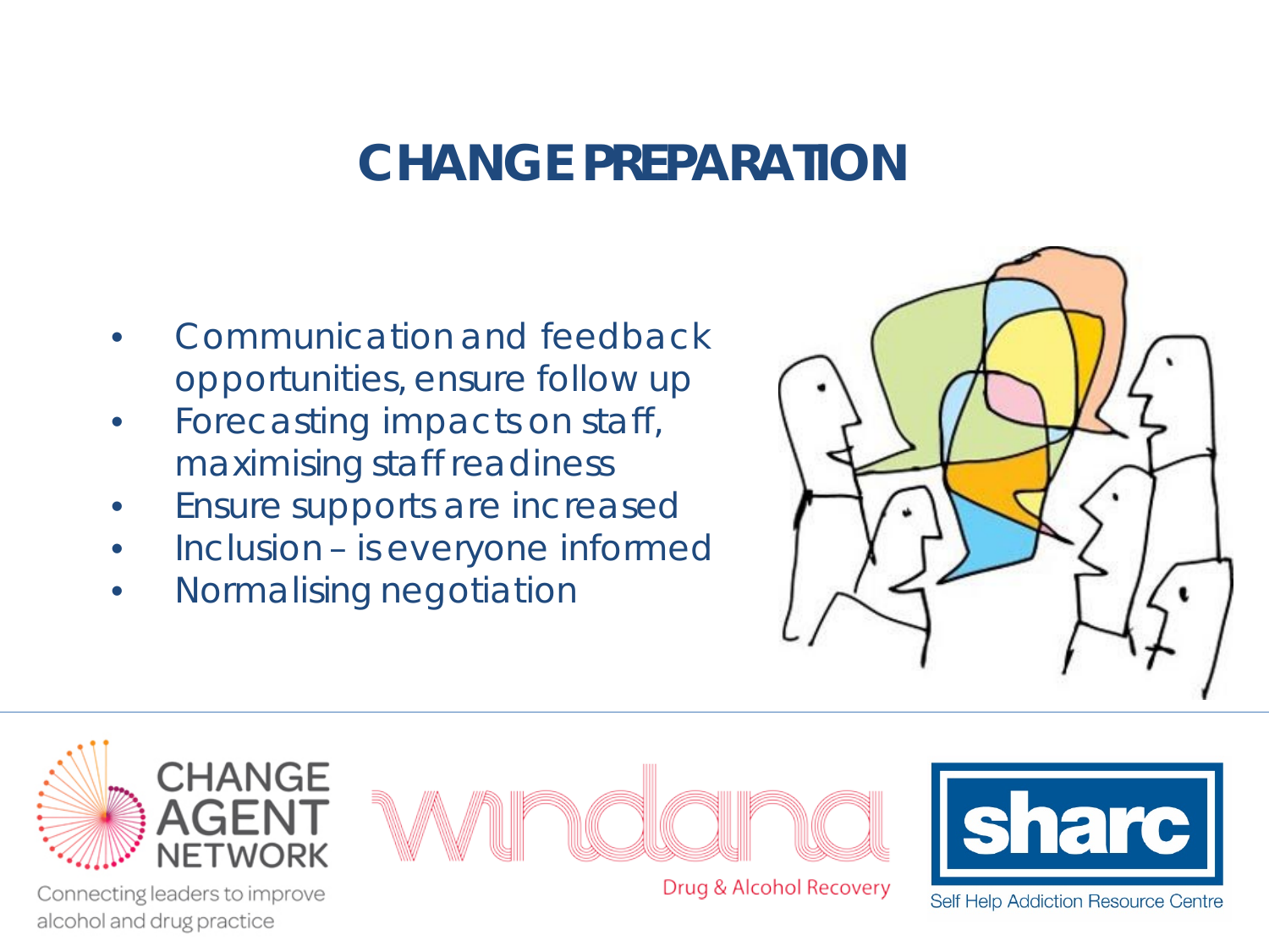# CHANGE PREPARATION

- Communication and feedback opportunities, ensure follow up
- Forecasting impacts on staff, maximising staff readiness
- Ensure supports are increased
- Inclusion – is everyone informed
- Normalising negotiation

CHANGE AGENT NETWORK

Connecting leaders to improve alcohol and drug practice

windana

Drug & Alcohol Recovery

sharc

Self Help Addiction Resource Centre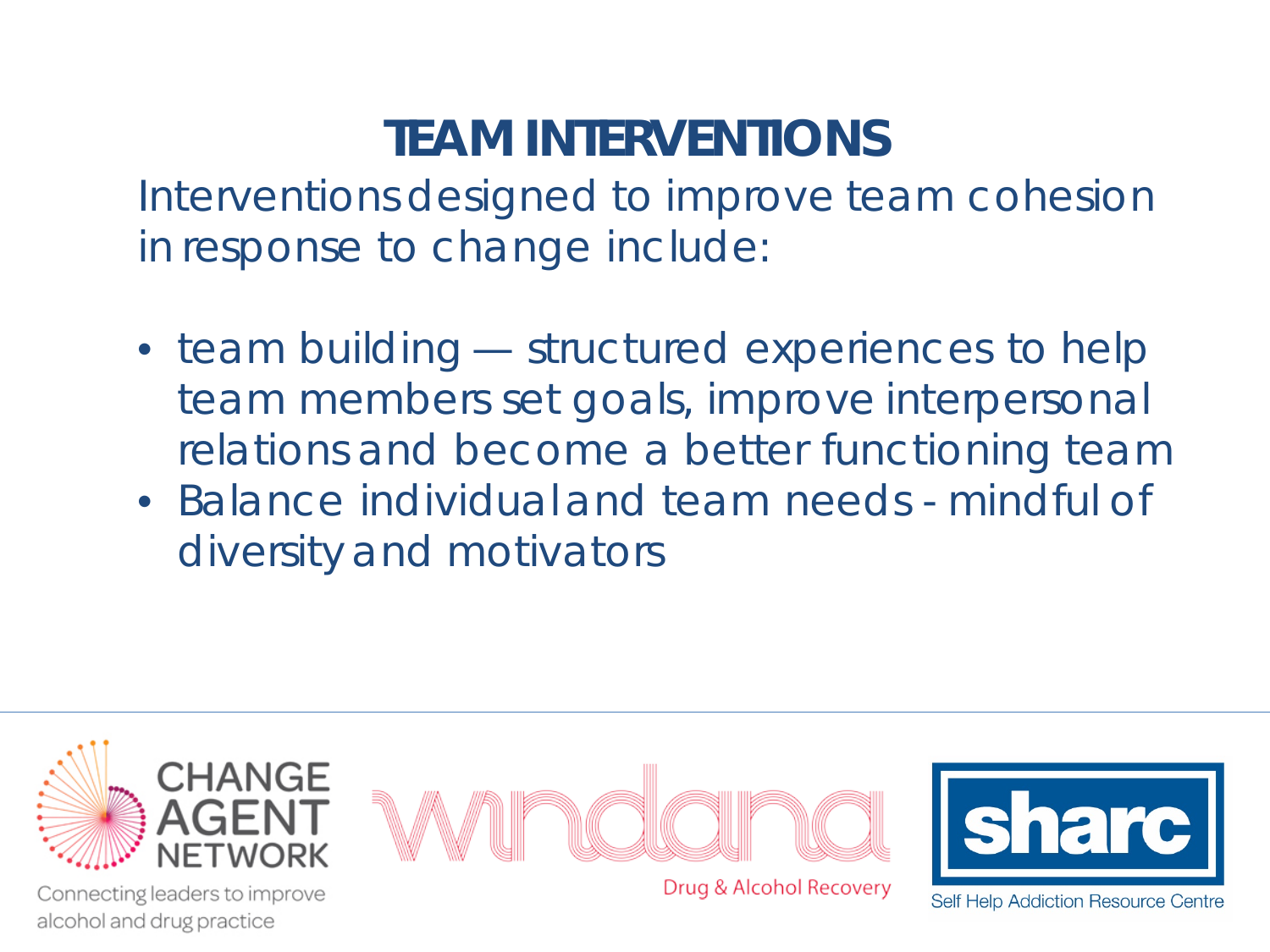# TEAM INTERVENTIONS

Interventions designed to improve team cohesion in response to change include:

- team building — structured experiences to help team members set goals, improve interpersonal relations and become a better functioning team
- Balance individual and team needs - mindful of diversity and motivators

CHANGE AGENT NETWORK

Connecting leaders to improve alcohol and drug practice

windana

Drug & Alcohol Recovery

sharc

Self Help Addiction Resource Centre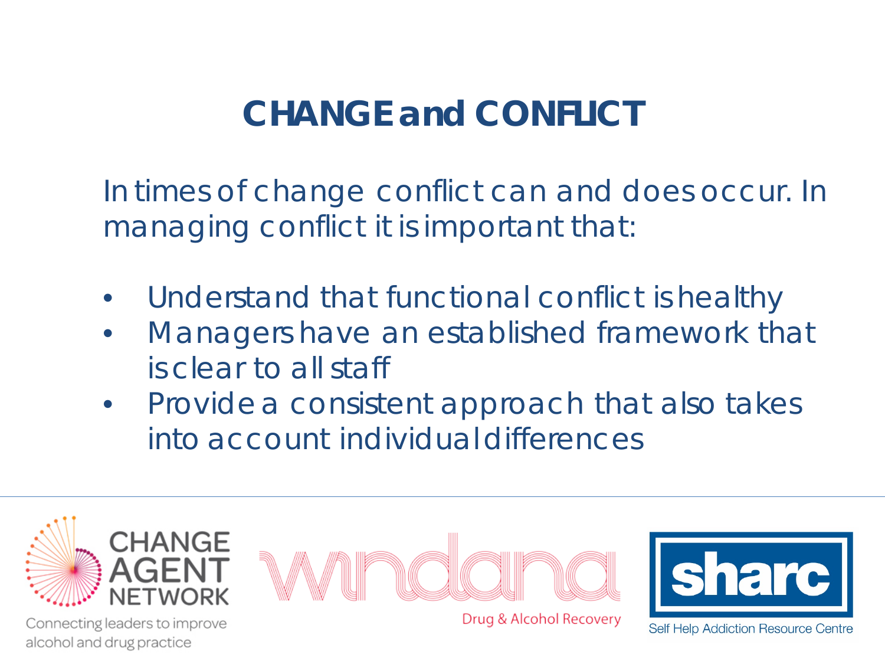# CHANGE and CONFLICT

In times of change conflict can and does occur. In managing conflict it is important that:

- Understand that functional conflict is healthy
- Managers have an established framework that is clear to all staff
- Provide a consistent approach that also takes into account individual differences

CHANGE AGENT NETWORK
Connecting leaders to improve alcohol and drug practice

windana
Drug & Alcohol Recovery

sharc
Self Help Addiction Resource Centre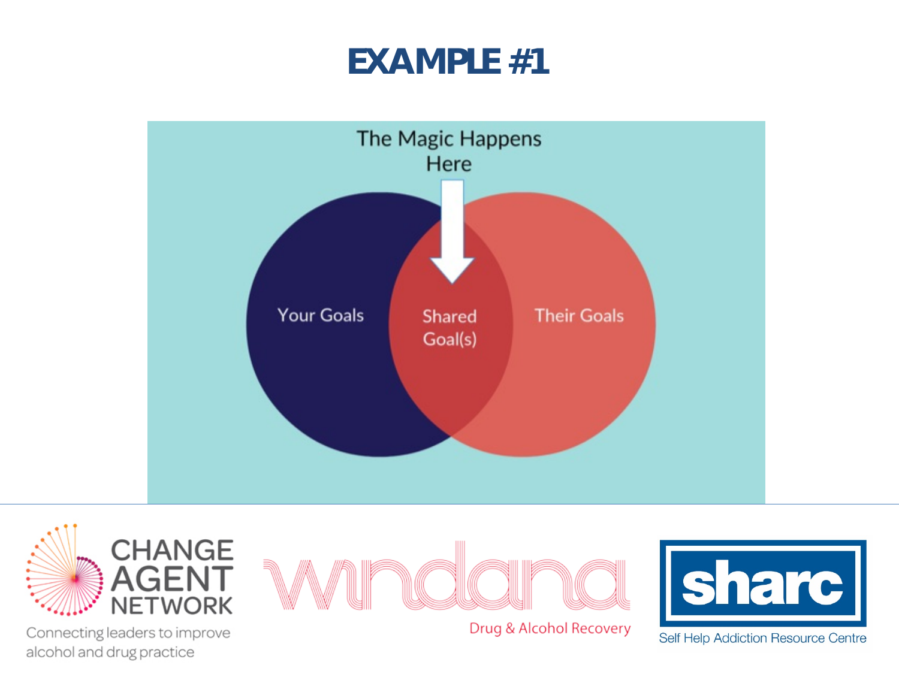# EXAMPLE #1

The Magic Happens Here

Your Goals

Shared Goal(s)

Their Goals

CHANGE AGENT NETWORK

Connecting leaders to improve alcohol and drug practice

windana

Drug & Alcohol Recovery

sharc

Self Help Addiction Resource Centre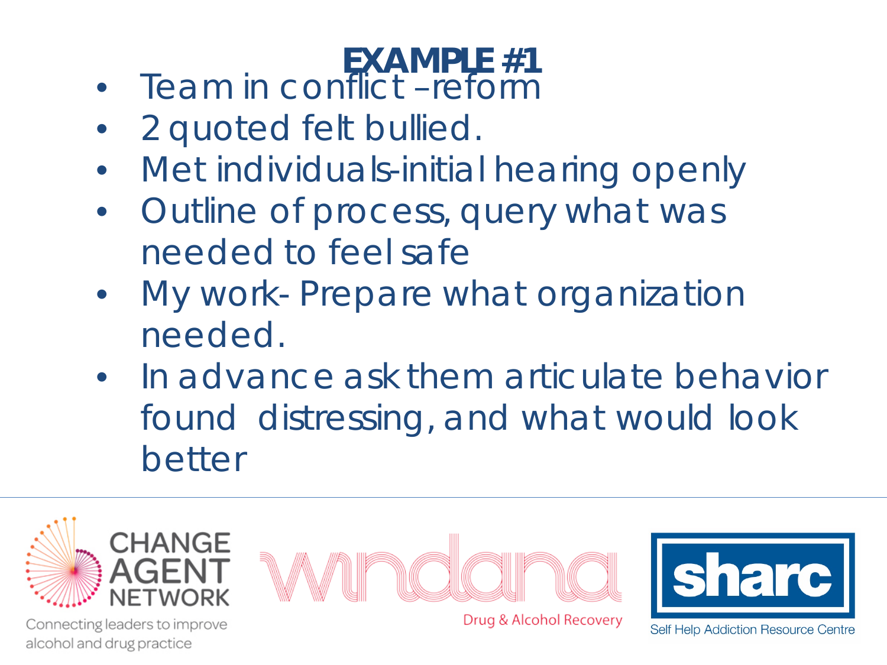# EXAMPLE #1

- Team in conflict –reform
- 2 quoted felt bullied.
- Met individuals-initial hearing openly
- Outline of process, query what was needed to feel safe
- My work- Prepare what organization needed.
- In advance ask them articulate behavior found distressing, and what would look better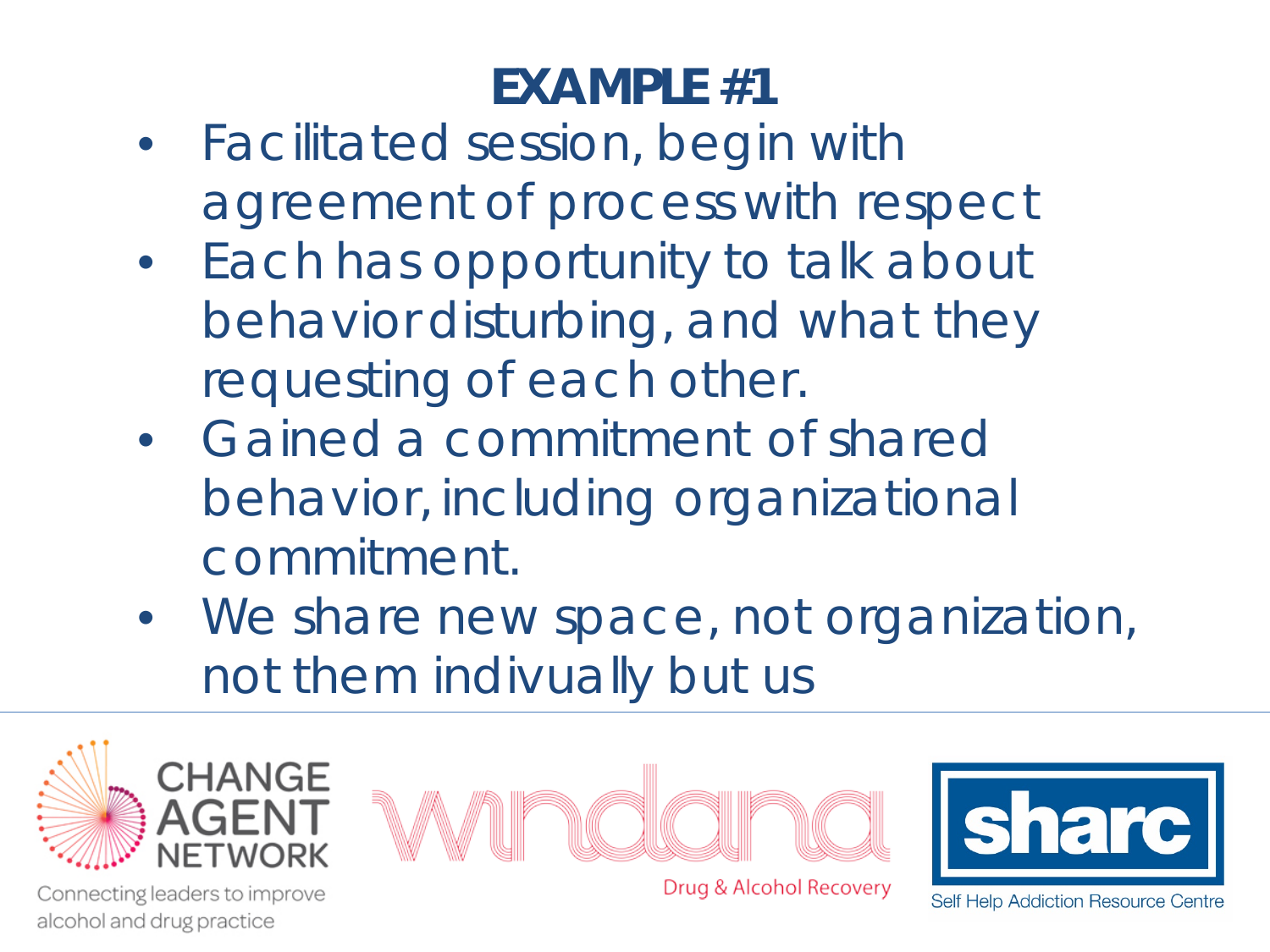# EXAMPLE #1

- Facilitated session, begin with agreement of process with respect
- Each has opportunity to talk about behavior disturbing, and what they requesting of each other.
- Gained a commitment of shared behavior, including organizational commitment.
- We share new space, not organization, not them indivually but us

CHANGE AGENT NETWORK
Connecting leaders to improve alcohol and drug practice

windana
Drug & Alcohol Recovery

sharc
Self Help Addiction Resource Centre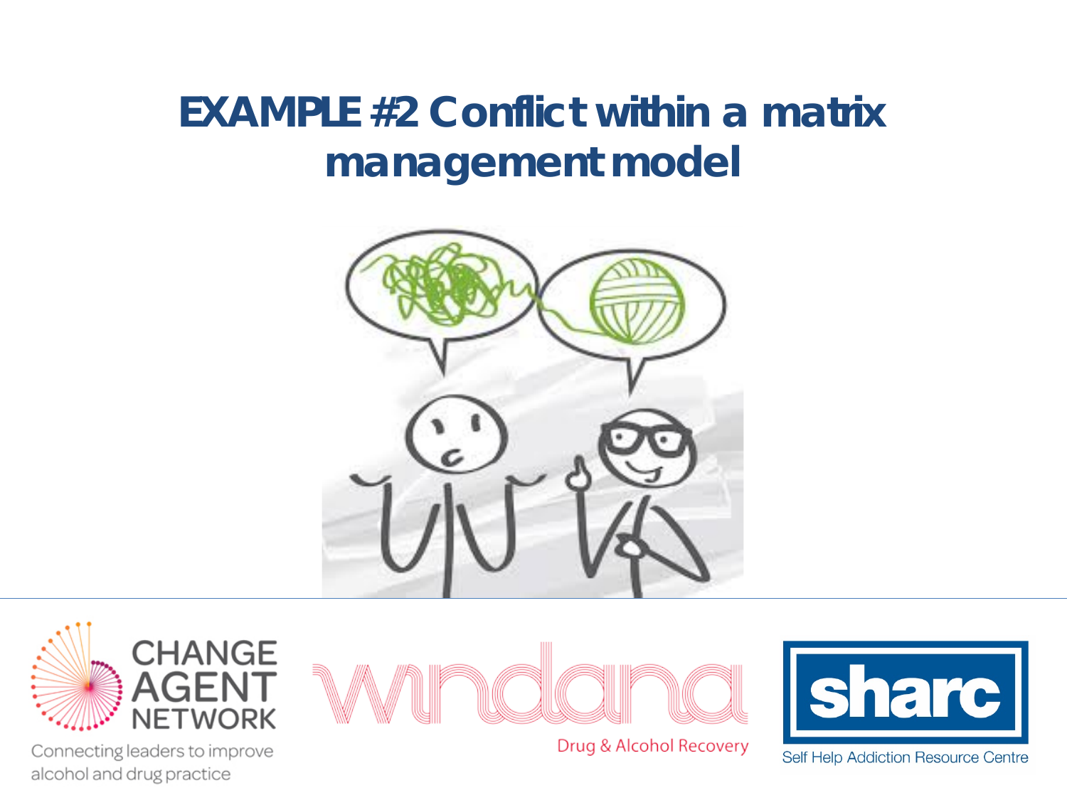# EXAMPLE #2 Conflict within a matrix management model

CHANGE AGENT NETWORK

Connecting leaders to improve alcohol and drug practice

windana

Drug & Alcohol Recovery

sharc

Self Help Addiction Resource Centre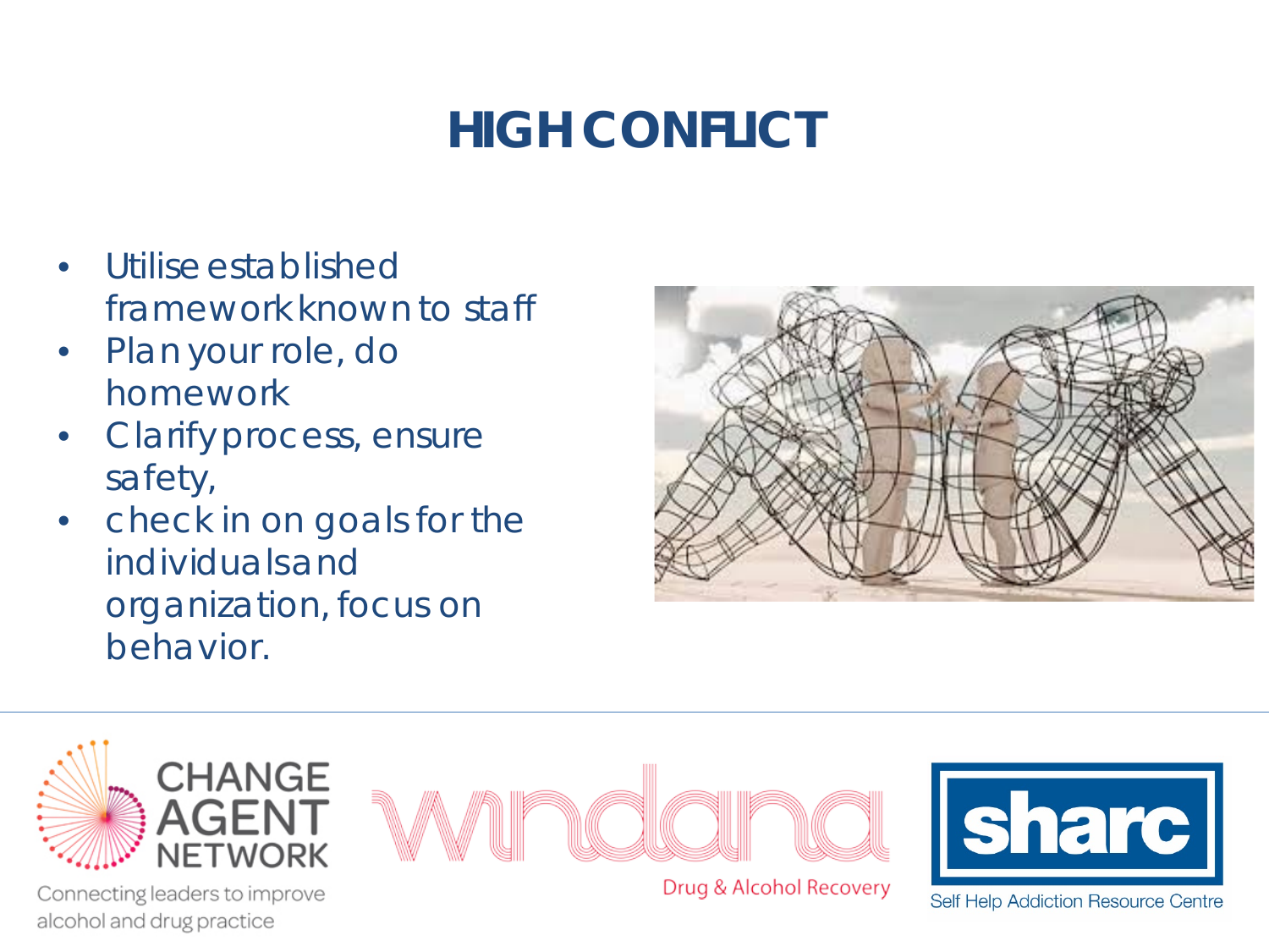# HIGH CONFLICT

- Utilise established framework known to staff
- Plan your role, do homework
- Clarify process, ensure safety,
- check in on goals for the individuals and organization, focus on behavior.

CHANGE AGENT NETWORK
Connecting leaders to improve alcohol and drug practice

windana
Drug & Alcohol Recovery

sharc
Self Help Addiction Resource Centre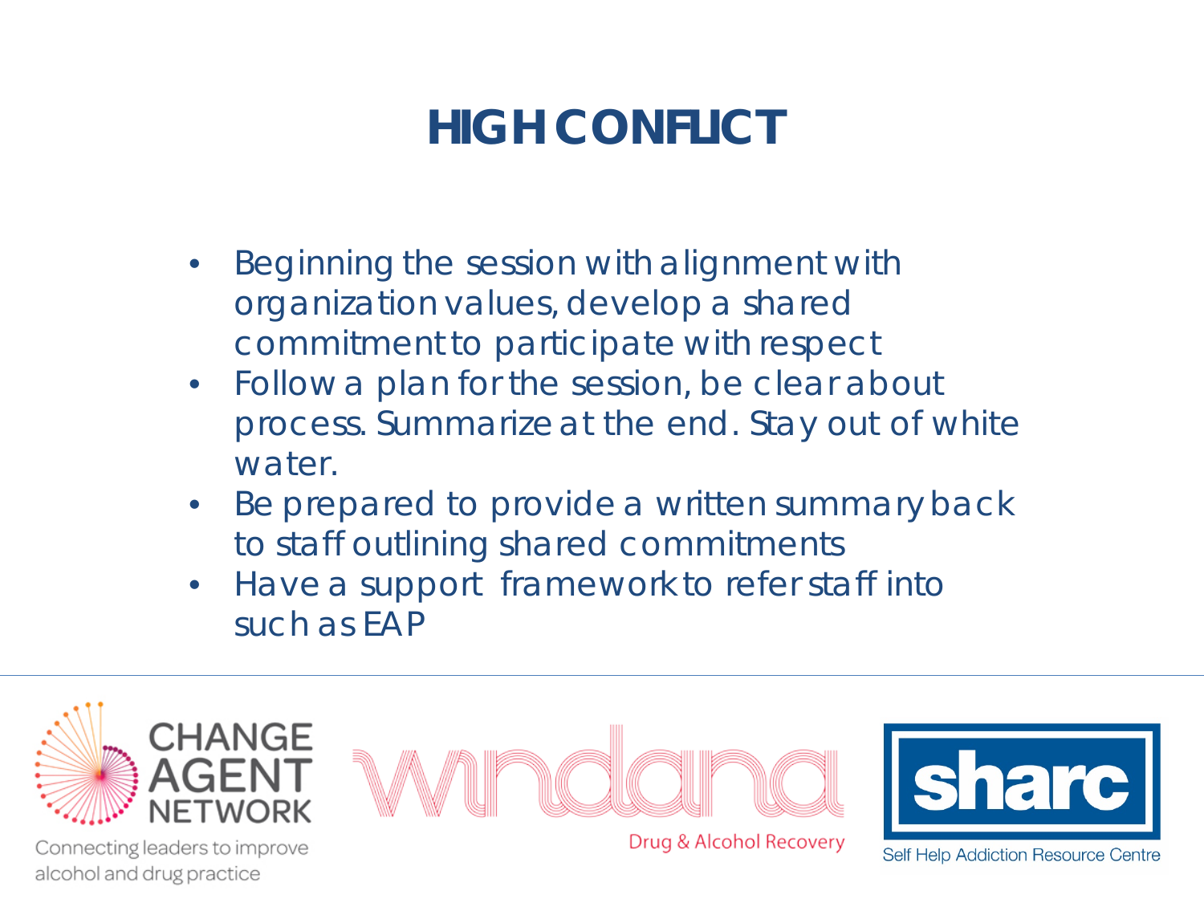# HIGH CONFLICT

- Beginning the session with alignment with organization values, develop a shared commitment to participate with respect
- Follow a plan for the session, be clear about process. Summarize at the end. Stay out of white water.
- Be prepared to provide a written summary back to staff outlining shared commitments
- Have a support framework to refer staff into such as EAP

CHANGE AGENT NETWORK
Connecting leaders to improve alcohol and drug practice

windana
Drug & Alcohol Recovery

sharc
Self Help Addiction Resource Centre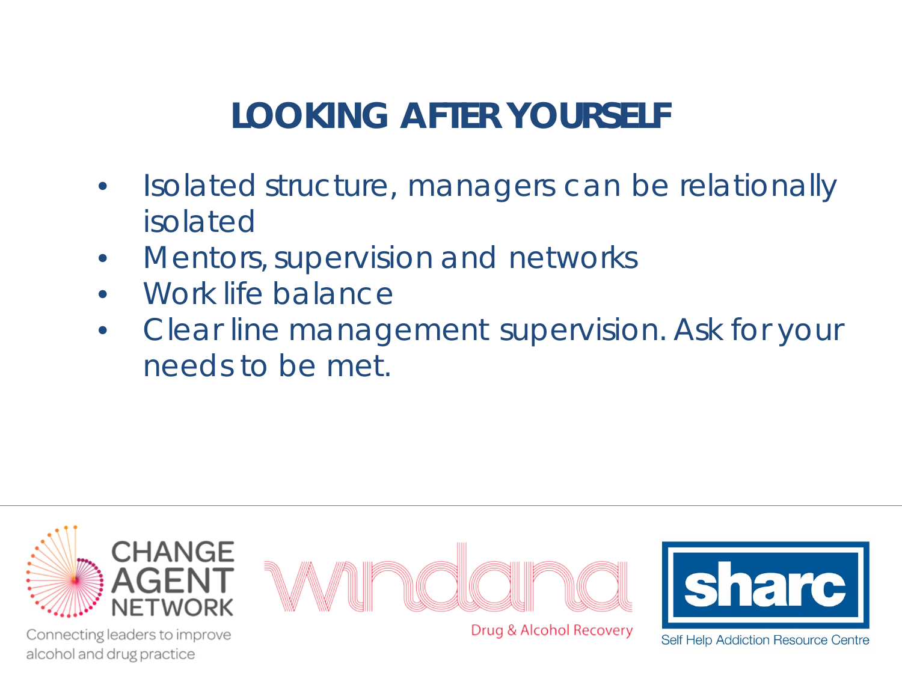# LOOKING AFTER YOURSELF

- Isolated structure, managers can be relationally isolated
- Mentors, supervision and networks
- Work life balance
- Clear line management supervision. Ask for your needs to be met.

CHANGE AGENT NETWORK

Connecting leaders to improve alcohol and drug practice

windana

Drug & Alcohol Recovery

sharc

Self Help Addiction Resource Centre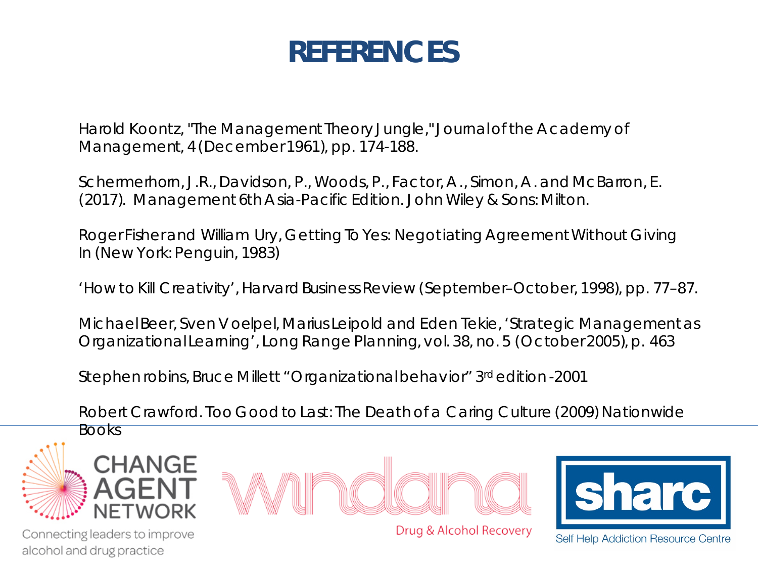# REFERENCES

Harold Koontz, "The Management Theory Jungle," Journal of the Academy of Management, 4 (December 1961), pp. 174-188.

Schermerhorn, J.R., Davidson, P., Woods, P., Factor, A., Simon, A. and McBarron, E. (2017). Management 6th Asia-Pacific Edition. John Wiley & Sons: Milton.

Roger Fisher and William Ury, Getting To Yes: Negotiating Agreement Without Giving In (New York: Penguin, 1983)

'How to Kill Creativity', Harvard Business Review (September–October, 1998), pp. 77–87.

Michael Beer, Sven Voelpel, Marius Leipold and Eden Tekie, 'Strategic Management as Organizational Learning', Long Range Planning, vol. 38, no. 5 (October 2005), p. 463

Stephen robins, Bruce Millett "Organizational behavior" 3rd edition -2001

Robert Crawford. Too Good to Last: The Death of a Caring Culture (2009) Nationwide Books

CHANGE AGENT NETWORK

Connecting leaders to improve alcohol and drug practice

windana

Drug & Alcohol Recovery

sharc

Self Help Addiction Resource Centre